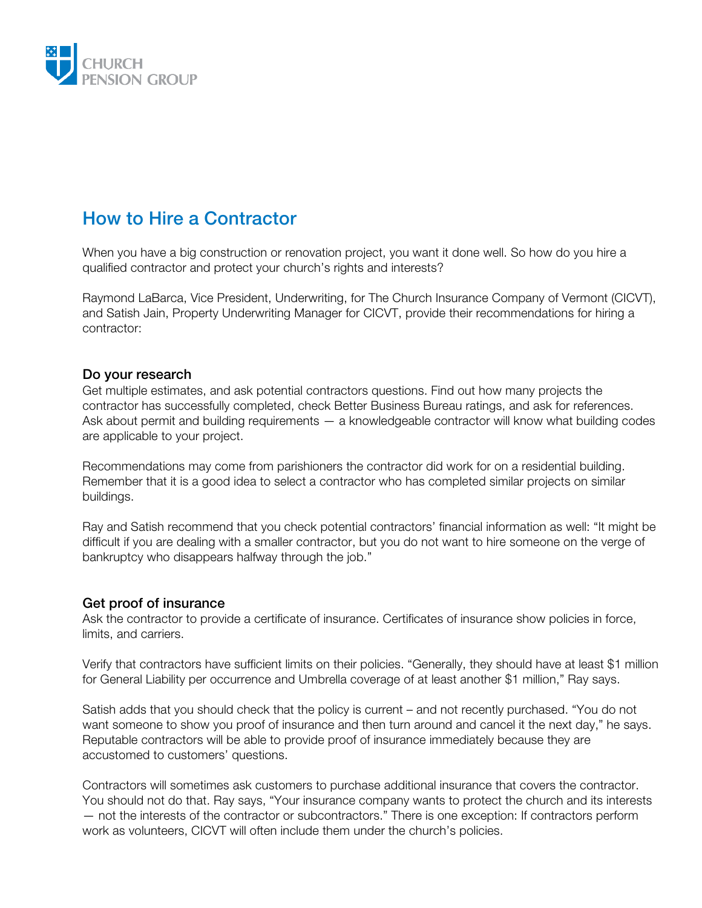# How to Hire a Contractor

When you have a big construction or renovation project, you want it done well. So how do you hire a qualified contractor and protect your church's rights and interests?

Raymond LaBarca, Vice President, Underwriting, for The Church Insurance Company of Vermont (CICVT), and Satish Jain, Property Underwriting Manager for CICVT, provide their recommendations for hiring a contractor:

## Do your research

Get multiple estimates, and ask potential contractors questions. Find out how many projects the contractor has successfully completed, check Better Business Bureau ratings, and ask for references. Ask about permit and building requirements — a knowledgeable contractor will know what building codes are applicable to your project.

Recommendations may come from parishioners the contractor did work for on a residential building. Remember that it is a good idea to select a contractor who has completed similar projects on similar buildings.

Ray and Satish recommend that you check potential contractors' financial information as well: "It might be difficult if you are dealing with a smaller contractor, but you do not want to hire someone on the verge of bankruptcy who disappears halfway through the job."

## Get proof of insurance

Ask the contractor to provide a certificate of insurance. Certificates of insurance show policies in force, limits, and carriers.

Verify that contractors have sufficient limits on their policies. "Generally, they should have at least $1 million for General Liability per occurrence and Umbrella coverage of at least another $1 million," Ray says.

Satish adds that you should check that the policy is current – and not recently purchased. "You do not want someone to show you proof of insurance and then turn around and cancel it the next day," he says. Reputable contractors will be able to provide proof of insurance immediately because they are accustomed to customers' questions.

Contractors will sometimes ask customers to purchase additional insurance that covers the contractor. You should not do that. Ray says, "Your insurance company wants to protect the church and its interests — not the interests of the contractor or subcontractors." There is one exception: If contractors perform work as volunteers, CICVT will often include them under the church's policies.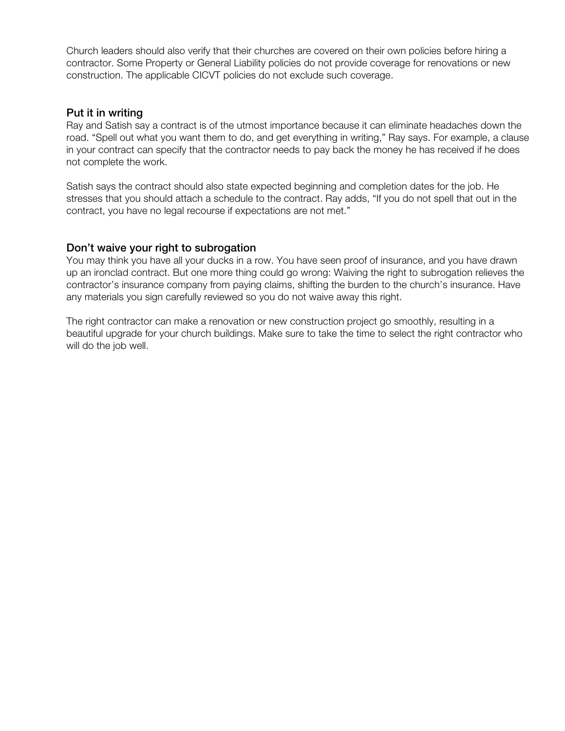Church leaders should also verify that their churches are covered on their own policies before hiring a contractor. Some Property or General Liability policies do not provide coverage for renovations or new construction. The applicable CICVT policies do not exclude such coverage.

## Put it in writing

Ray and Satish say a contract is of the utmost importance because it can eliminate headaches down the road. "Spell out what you want them to do, and get everything in writing," Ray says. For example, a clause in your contract can specify that the contractor needs to pay back the money he has received if he does not complete the work.

Satish says the contract should also state expected beginning and completion dates for the job. He stresses that you should attach a schedule to the contract. Ray adds, "If you do not spell that out in the contract, you have no legal recourse if expectations are not met."

## Don't waive your right to subrogation

You may think you have all your ducks in a row. You have seen proof of insurance, and you have drawn up an ironclad contract. But one more thing could go wrong: Waiving the right to subrogation relieves the contractor's insurance company from paying claims, shifting the burden to the church's insurance. Have any materials you sign carefully reviewed so you do not waive away this right.

The right contractor can make a renovation or new construction project go smoothly, resulting in a beautiful upgrade for your church buildings. Make sure to take the time to select the right contractor who will do the job well.